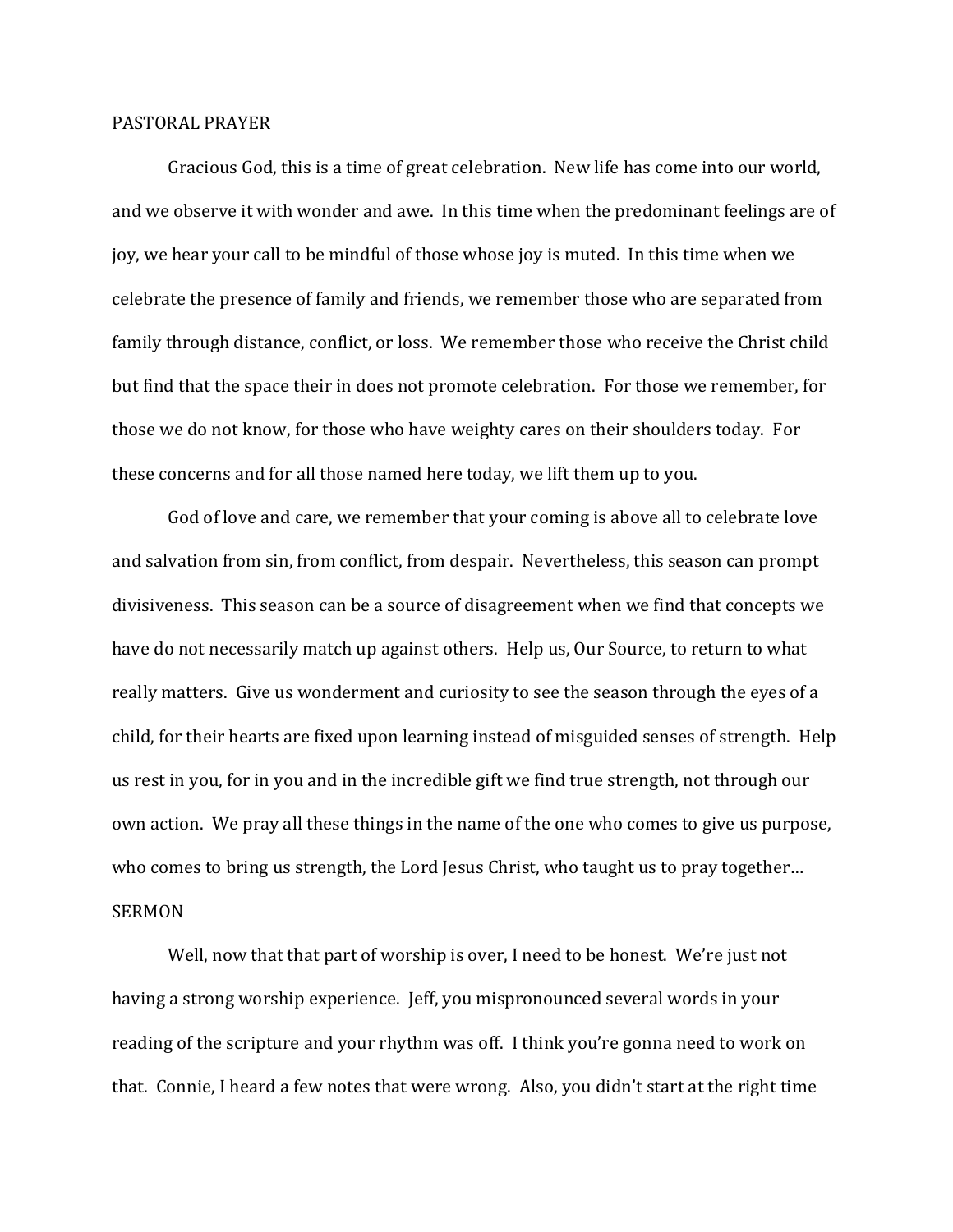PASTORAL PRAYER

Gracious God, this is a time of great celebration. New life has come into our world, and we observe it with wonder and awe. In this time when the predominant feelings are of joy, we hear your call to be mindful of those whose joy is muted. In this time when we celebrate the presence of family and friends, we remember those who are separated from family through distance, conflict, or loss. We remember those who receive the Christ child but find that the space their in does not promote celebration. For those we remember, for those we do not know, for those who have weighty cares on their shoulders today. For these concerns and for all those named here today, we lift them up to you.

God of love and care, we remember that your coming is above all to celebrate love and salvation from sin, from conflict, from despair. Nevertheless, this season can prompt divisiveness. This season can be a source of disagreement when we find that concepts we have do not necessarily match up against others. Help us, Our Source, to return to what really matters. Give us wonderment and curiosity to see the season through the eyes of a child, for their hearts are fixed upon learning instead of misguided senses of strength. Help us rest in you, for in you and in the incredible gift we find true strength, not through our own action. We pray all these things in the name of the one who comes to give us purpose, who comes to bring us strength, the Lord Jesus Christ, who taught us to pray together…

SERMON

Well, now that that part of worship is over, I need to be honest. We're just not having a strong worship experience. Jeff, you mispronounced several words in your reading of the scripture and your rhythm was off. I think you're gonna need to work on that. Connie, I heard a few notes that were wrong. Also, you didn't start at the right time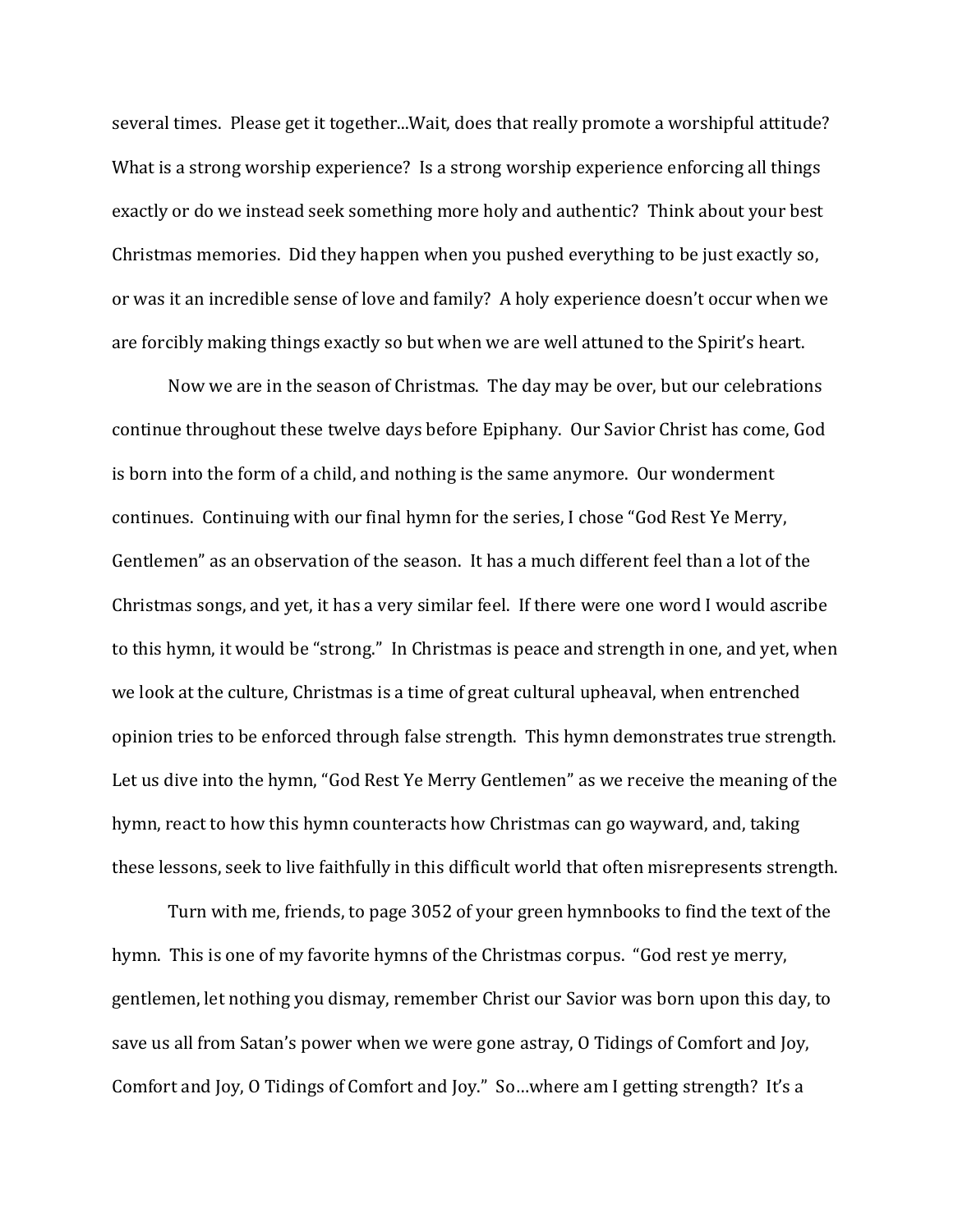several times. Please get it together...Wait, does that really promote a worshipful attitude? What is a strong worship experience? Is a strong worship experience enforcing all things exactly or do we instead seek something more holy and authentic? Think about your best Christmas memories. Did they happen when you pushed everything to be just exactly so, or was it an incredible sense of love and family? A holy experience doesn't occur when we are forcibly making things exactly so but when we are well attuned to the Spirit's heart.

Now we are in the season of Christmas. The day may be over, but our celebrations continue throughout these twelve days before Epiphany. Our Savior Christ has come, God is born into the form of a child, and nothing is the same anymore. Our wonderment continues. Continuing with our final hymn for the series, I chose "God Rest Ye Merry, Gentlemen" as an observation of the season. It has a much different feel than a lot of the Christmas songs, and yet, it has a very similar feel. If there were one word I would ascribe to this hymn, it would be "strong." In Christmas is peace and strength in one, and yet, when we look at the culture, Christmas is a time of great cultural upheaval, when entrenched opinion tries to be enforced through false strength. This hymn demonstrates true strength. Let us dive into the hymn, "God Rest Ye Merry Gentlemen" as we receive the meaning of the hymn, react to how this hymn counteracts how Christmas can go wayward, and, taking these lessons, seek to live faithfully in this difficult world that often misrepresents strength.

Turn with me, friends, to page 3052 of your green hymnbooks to find the text of the hymn. This is one of my favorite hymns of the Christmas corpus. "God rest ye merry, gentlemen, let nothing you dismay, remember Christ our Savior was born upon this day, to save us all from Satan's power when we were gone astray, O Tidings of Comfort and Joy, Comfort and Joy, O Tidings of Comfort and Joy." So…where am I getting strength? It's a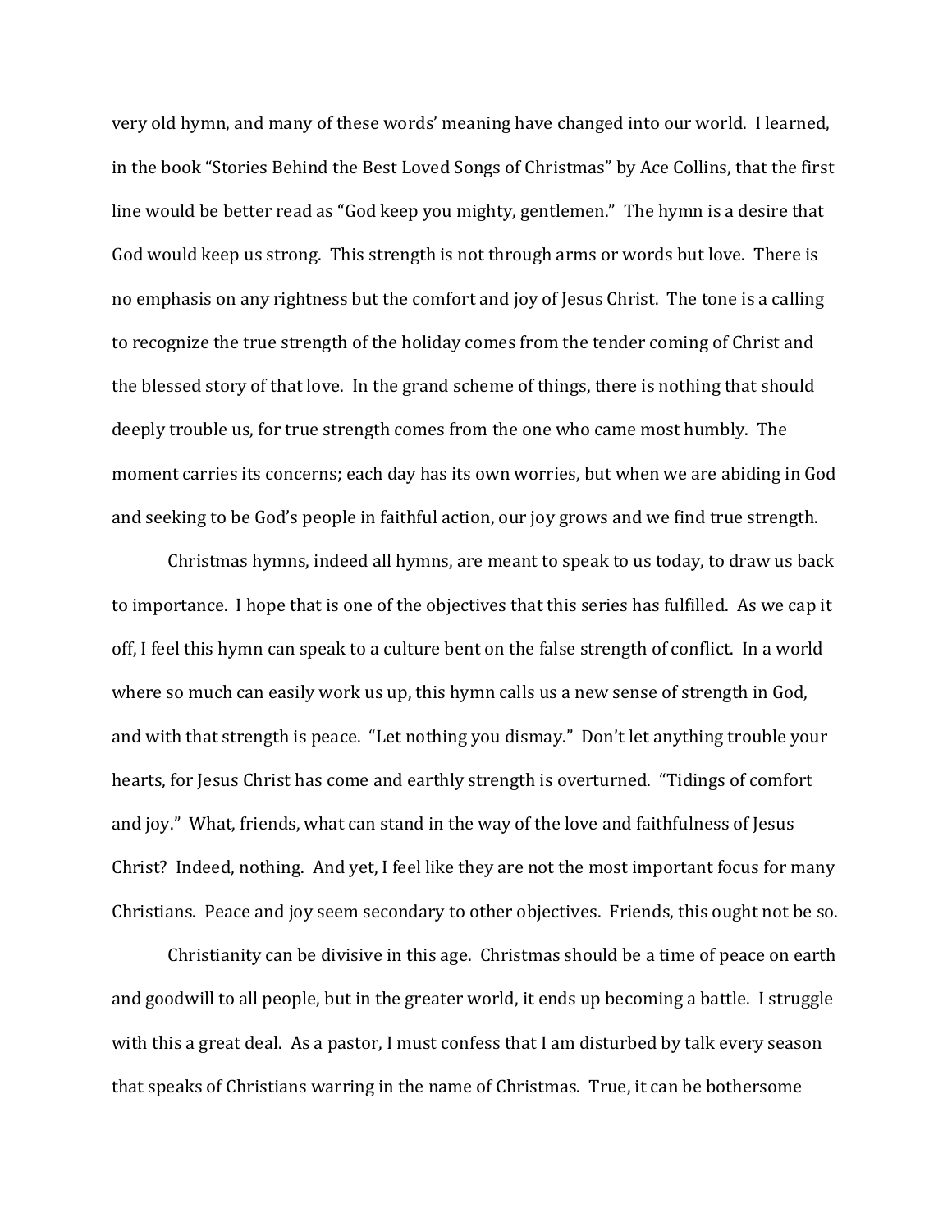very old hymn, and many of these words' meaning have changed into our world. I learned, in the book "Stories Behind the Best Loved Songs of Christmas" by Ace Collins, that the first line would be better read as "God keep you mighty, gentlemen." The hymn is a desire that God would keep us strong. This strength is not through arms or words but love. There is no emphasis on any rightness but the comfort and joy of Jesus Christ. The tone is a calling to recognize the true strength of the holiday comes from the tender coming of Christ and the blessed story of that love. In the grand scheme of things, there is nothing that should deeply trouble us, for true strength comes from the one who came most humbly. The moment carries its concerns; each day has its own worries, but when we are abiding in God and seeking to be God's people in faithful action, our joy grows and we find true strength.

Christmas hymns, indeed all hymns, are meant to speak to us today, to draw us back to importance. I hope that is one of the objectives that this series has fulfilled. As we cap it off, I feel this hymn can speak to a culture bent on the false strength of conflict. In a world where so much can easily work us up, this hymn calls us a new sense of strength in God, and with that strength is peace. "Let nothing you dismay." Don't let anything trouble your hearts, for Jesus Christ has come and earthly strength is overturned. "Tidings of comfort and joy." What, friends, what can stand in the way of the love and faithfulness of Jesus Christ? Indeed, nothing. And yet, I feel like they are not the most important focus for many Christians. Peace and joy seem secondary to other objectives. Friends, this ought not be so.

Christianity can be divisive in this age. Christmas should be a time of peace on earth and goodwill to all people, but in the greater world, it ends up becoming a battle. I struggle with this a great deal. As a pastor, I must confess that I am disturbed by talk every season that speaks of Christians warring in the name of Christmas. True, it can be bothersome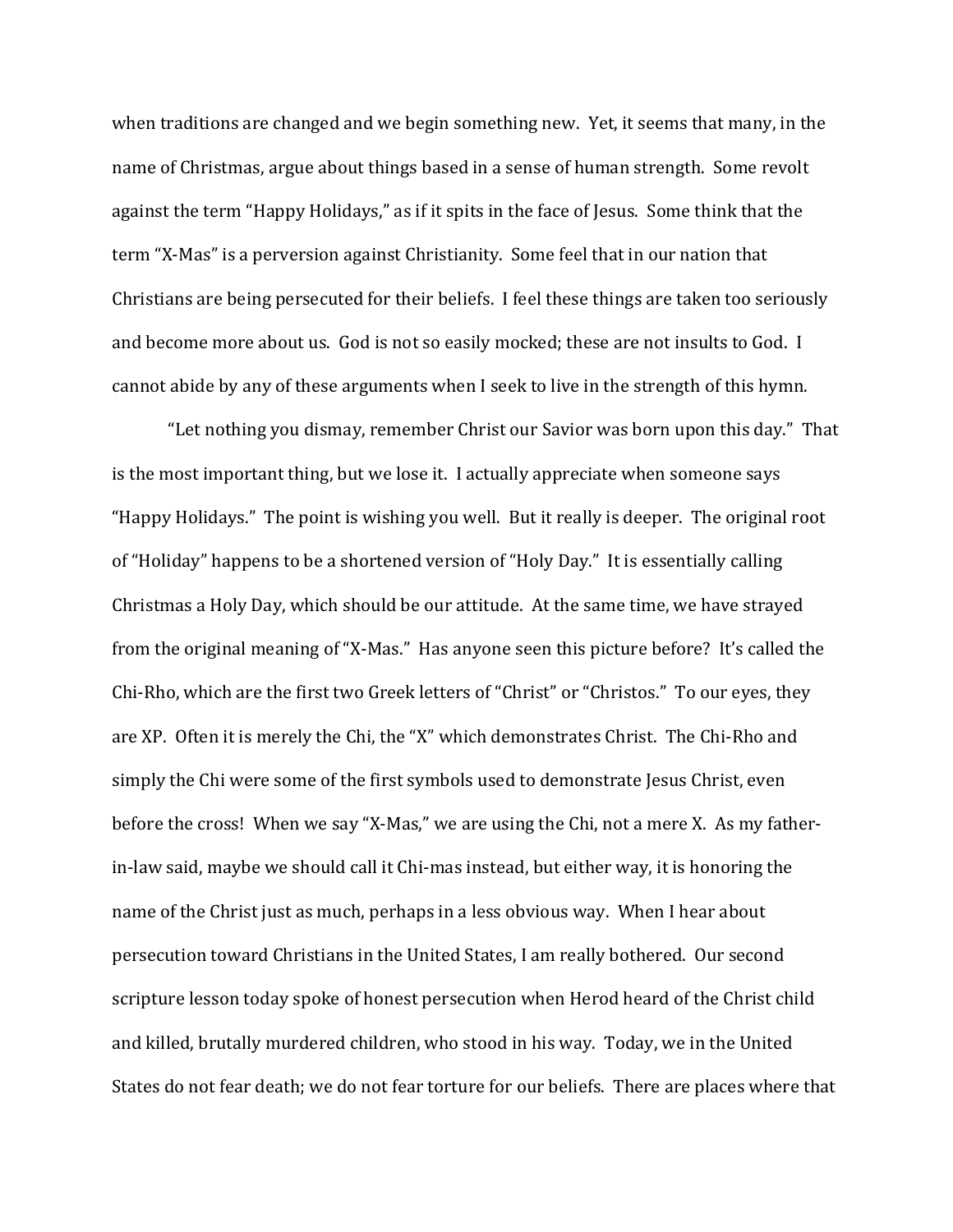when traditions are changed and we begin something new. Yet, it seems that many, in the name of Christmas, argue about things based in a sense of human strength. Some revolt against the term "Happy Holidays," as if it spits in the face of Jesus. Some think that the term "X-Mas" is a perversion against Christianity. Some feel that in our nation that Christians are being persecuted for their beliefs. I feel these things are taken too seriously and become more about us. God is not so easily mocked; these are not insults to God. I cannot abide by any of these arguments when I seek to live in the strength of this hymn.

"Let nothing you dismay, remember Christ our Savior was born upon this day." That is the most important thing, but we lose it. I actually appreciate when someone says "Happy Holidays." The point is wishing you well. But it really is deeper. The original root of "Holiday" happens to be a shortened version of "Holy Day." It is essentially calling Christmas a Holy Day, which should be our attitude. At the same time, we have strayed from the original meaning of "X-Mas." Has anyone seen this picture before? It's called the Chi-Rho, which are the first two Greek letters of "Christ" or "Christos." To our eyes, they are XP. Often it is merely the Chi, the "X" which demonstrates Christ. The Chi-Rho and simply the Chi were some of the first symbols used to demonstrate Jesus Christ, even before the cross! When we say "X-Mas," we are using the Chi, not a mere X. As my father-in-law said, maybe we should call it Chi-mas instead, but either way, it is honoring the name of the Christ just as much, perhaps in a less obvious way. When I hear about persecution toward Christians in the United States, I am really bothered. Our second scripture lesson today spoke of honest persecution when Herod heard of the Christ child and killed, brutally murdered children, who stood in his way. Today, we in the United States do not fear death; we do not fear torture for our beliefs. There are places where that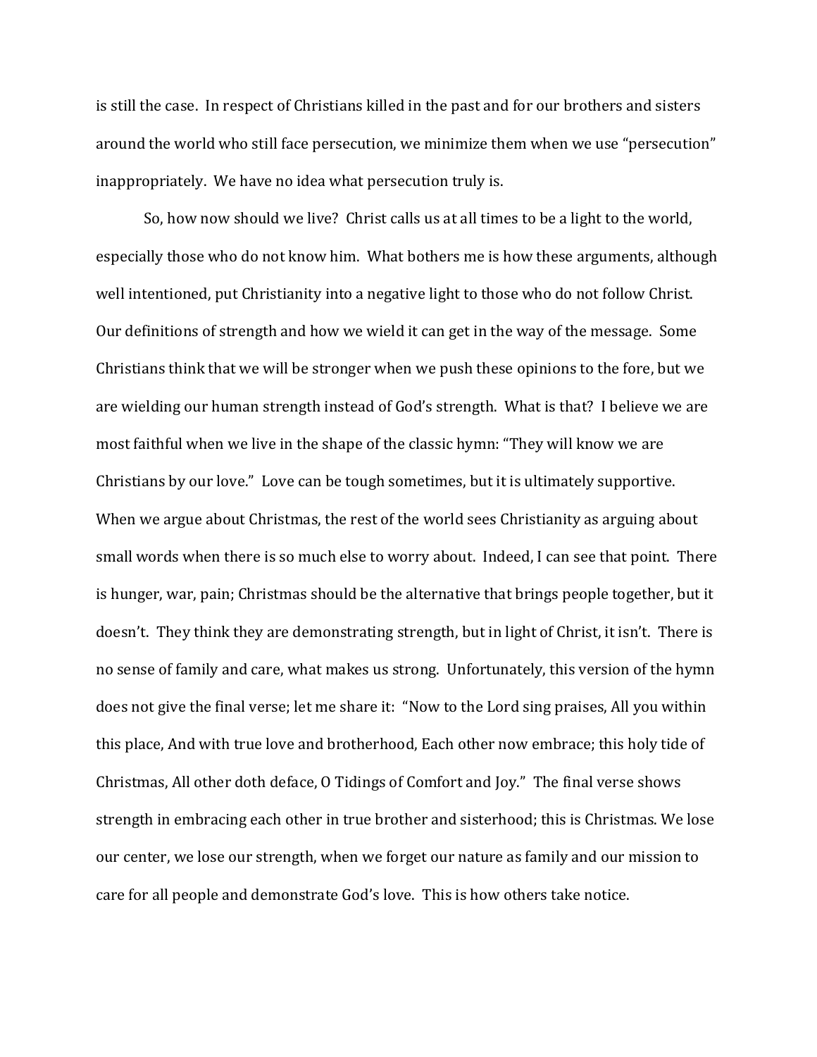is still the case. In respect of Christians killed in the past and for our brothers and sisters around the world who still face persecution, we minimize them when we use "persecution" inappropriately. We have no idea what persecution truly is.

So, how now should we live? Christ calls us at all times to be a light to the world, especially those who do not know him. What bothers me is how these arguments, although well intentioned, put Christianity into a negative light to those who do not follow Christ. Our definitions of strength and how we wield it can get in the way of the message. Some Christians think that we will be stronger when we push these opinions to the fore, but we are wielding our human strength instead of God's strength. What is that? I believe we are most faithful when we live in the shape of the classic hymn: "They will know we are Christians by our love." Love can be tough sometimes, but it is ultimately supportive. When we argue about Christmas, the rest of the world sees Christianity as arguing about small words when there is so much else to worry about. Indeed, I can see that point. There is hunger, war, pain; Christmas should be the alternative that brings people together, but it doesn't. They think they are demonstrating strength, but in light of Christ, it isn't. There is no sense of family and care, what makes us strong. Unfortunately, this version of the hymn does not give the final verse; let me share it: "Now to the Lord sing praises, All you within this place, And with true love and brotherhood, Each other now embrace; this holy tide of Christmas, All other doth deface, O Tidings of Comfort and Joy." The final verse shows strength in embracing each other in true brother and sisterhood; this is Christmas. We lose our center, we lose our strength, when we forget our nature as family and our mission to care for all people and demonstrate God's love. This is how others take notice.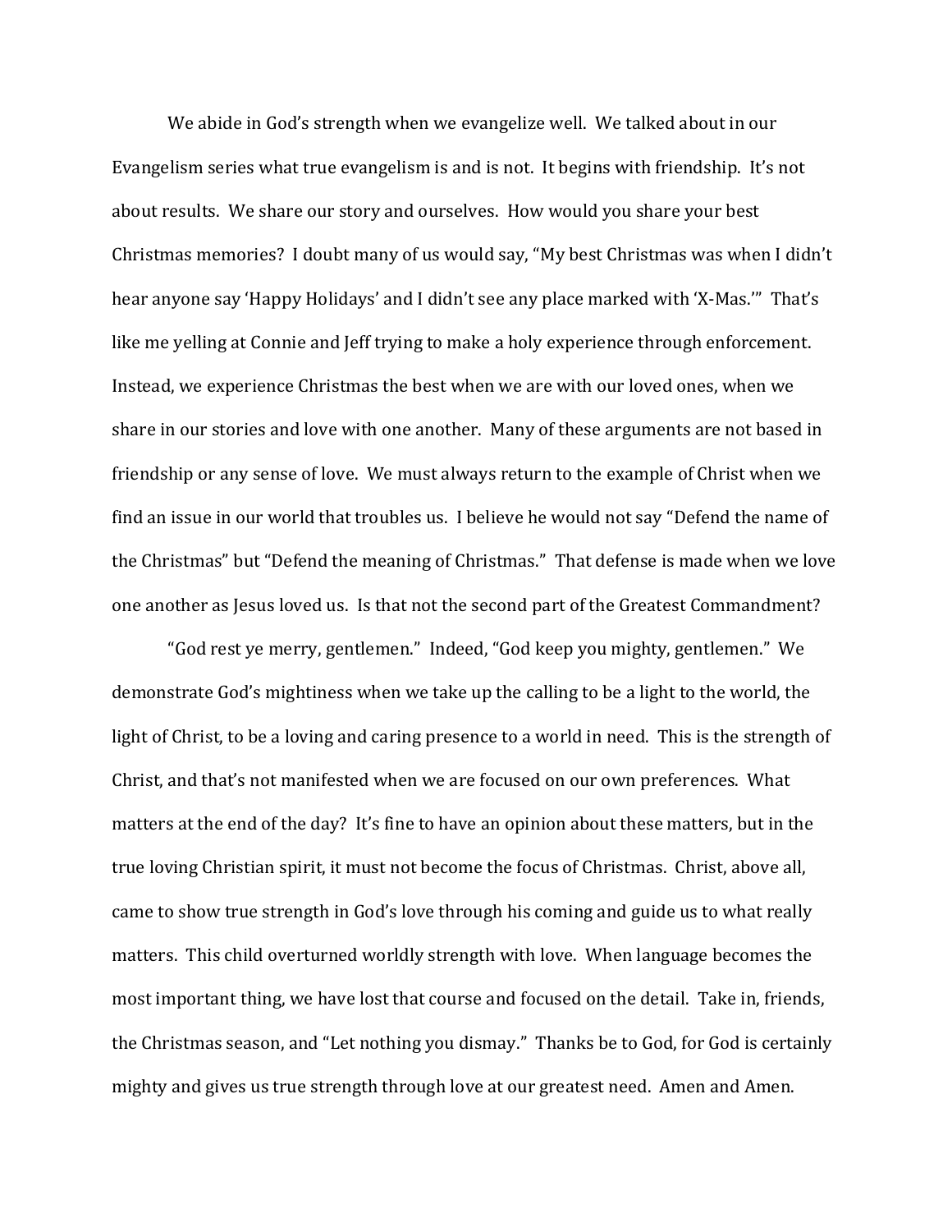We abide in God's strength when we evangelize well. We talked about in our Evangelism series what true evangelism is and is not. It begins with friendship. It's not about results. We share our story and ourselves. How would you share your best Christmas memories? I doubt many of us would say, "My best Christmas was when I didn't hear anyone say 'Happy Holidays' and I didn't see any place marked with 'X-Mas.'" That's like me yelling at Connie and Jeff trying to make a holy experience through enforcement. Instead, we experience Christmas the best when we are with our loved ones, when we share in our stories and love with one another. Many of these arguments are not based in friendship or any sense of love. We must always return to the example of Christ when we find an issue in our world that troubles us. I believe he would not say "Defend the name of the Christmas" but "Defend the meaning of Christmas." That defense is made when we love one another as Jesus loved us. Is that not the second part of the Greatest Commandment?

"God rest ye merry, gentlemen." Indeed, "God keep you mighty, gentlemen." We demonstrate God's mightiness when we take up the calling to be a light to the world, the light of Christ, to be a loving and caring presence to a world in need. This is the strength of Christ, and that's not manifested when we are focused on our own preferences. What matters at the end of the day? It's fine to have an opinion about these matters, but in the true loving Christian spirit, it must not become the focus of Christmas. Christ, above all, came to show true strength in God's love through his coming and guide us to what really matters. This child overturned worldly strength with love. When language becomes the most important thing, we have lost that course and focused on the detail. Take in, friends, the Christmas season, and "Let nothing you dismay." Thanks be to God, for God is certainly mighty and gives us true strength through love at our greatest need. Amen and Amen.